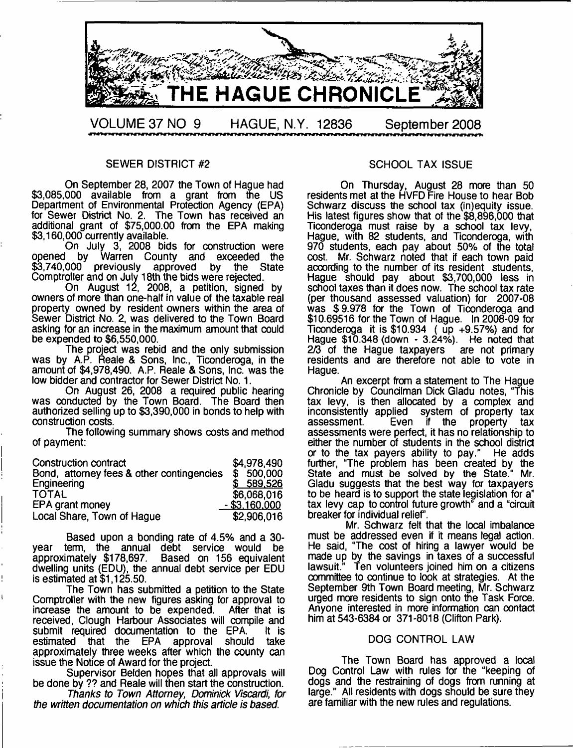# THE HAGUE CHRONICLE

VOLUME 37 NO 9 HAGUE, N.Y. 12836 September 2008

## SEWER DISTRICT #2

On September 28, 2007 the Town of Hague had $3,085,000 available from a grant from the US Department of Environmental Protection Agency (EPA) for Sewer District No. 2. The Town has received an additional grant of $75,000.00 from the EPA making $3,160,000 currently available.

On July 3, 2008 bids for construction were opened by Warren County and exceeded the $3,740,000 previously approved by the State Comptroller and on July 18th the bids were rejected.

On August 12, 2008, a petition, signed by owners of more than one-half in value of the taxable real property owned by resident owners within the area of Sewer District No. 2, was delivered to the Town Board asking for an increase in the maximum amount that could be expended to $6,550,000.

The project was rebid and the only submission was by A.P. Reale & Sons, Inc., Ticonderoga, in the amount of $4,978,490. A.P. Reale & Sons, Inc. was the low bidder and contractor for Sewer District No. 1.

On August 26, 2008 a required public hearing was conducted by the Town Board. The Board then authorized selling up to $3,390,000 in bonds to help with construction costs.

The following summary shows costs and method of payment:

| | |
|---|---|
| Construction contract | $4,978,490 |
| Bond, attorney fees & other contingencies | $ 500,000 |
| Engineering | $ 589,526 |
| TOTAL | $6,068,016 |
| EPA grant money | - $3,160,000 |
| Local Share, Town of Hague | $2,906,016 |

Based upon a bonding rate of 4.5% and a 30-year term, the annual debt service would be approximately $178,697. Based on 156 equivalent dwelling units (EDU), the annual debt service per EDU is estimated at $1,125.50.

The Town has submitted a petition to the State Comptroller with the new figures asking for approval to increase the amount to be expended. After that is received, Clough Harbour Associates will compile and submit required documentation to the EPA. It is estimated that the EPA approval should take approximately three weeks after which the county can issue the Notice of Award for the project.

Supervisor Belden hopes that all approvals will be done by ?? and Reale will then start the construction.

*Thanks to Town Attorney, Dominick Viscardi, for the written documentation on which this article is based.*

## SCHOOL TAX ISSUE

On Thursday, August 28 more than 50 residents met at the HVFD Fire House to hear Bob Schwarz discuss the school tax (in)equity issue. His latest figures show that of the $8,896,000 that Ticonderoga must raise by a school tax levy, Hague, with 82 students, and Ticonderoga, with 970 students, each pay about 50% of the total cost. Mr. Schwarz noted that if each town paid according to the number of its resident students, Hague should pay about $3,700,000 less in school taxes than it does now. The school tax rate (per thousand assessed valuation) for 2007-08 was $ 9.978 for the Town of Ticonderoga and $10.69516 for the Town of Hague. In 2008-09 for Ticonderoga it is $10.934 ( up +9.57%) and for Hague $10.348 (down - 3.24%). He noted that 2/3 of the Hague taxpayers are not primary residents and are therefore not able to vote in Hague.

An excerpt from a statement to The Hague Chronicle by Councilman Dick Gladu notes, "This tax levy, is then allocated by a complex and inconsistently applied system of property tax assessment. Even if the property tax assessments were perfect, it has no relationship to either the number of students in the school district or to the tax payers ability to pay." He adds further, "The problem has been created by the State and must be solved by the State." Mr. Gladu suggests that the best way for taxpayers to be heard is to support the state legislation for a" tax levy cap to control future growth" and a "circuit breaker for individual relief".

Mr. Schwarz felt that the local imbalance must be addressed even if it means legal action. He said, "The cost of hiring a lawyer would be made up by the savings in taxes of a successful lawsuit." Ten volunteers joined him on a citizens committee to continue to look at strategies. At the September 9th Town Board meeting, Mr. Schwarz urged more residents to sign onto the Task Force. Anyone interested in more information can contact him at 543-6384 or 371-8018 (Clifton Park).

## DOG CONTROL LAW

The Town Board has approved a local Dog Control Law with rules for the "keeping of dogs and the restraining of dogs from running at large." All residents with dogs should be sure they are familiar with the new rules and regulations.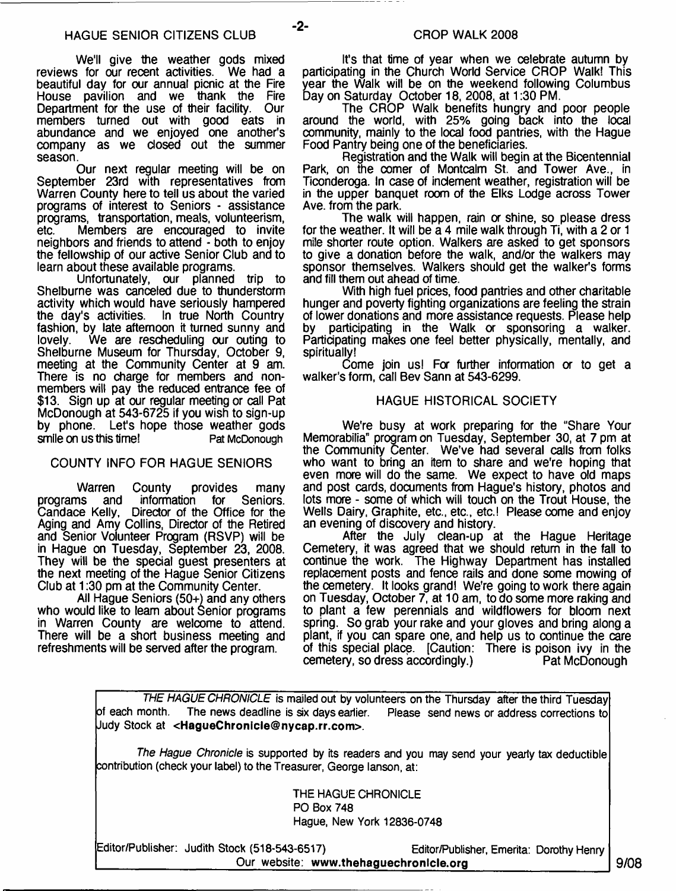## HAGUE SENIOR CITIZENS CLUB

We'll give the weather gods mixed reviews for our recent activities. We had a beautiful day for our annual picnic at the Fire House pavilion and we thank the Fire Department for the use of their facility. Our members turned out with good eats in abundance and we enjoyed one another's company as we closed out the summer season.

Our next regular meeting will be on September 23rd with representatives from Warren County here to tell us about the varied programs of interest to Seniors - assistance programs, transportation, meals, volunteerism, etc. Members are encouraged to invite neighbors and friends to attend - both to enjoy the fellowship of our active Senior Club and to learn about these available programs.

Unfortunately, our planned trip to Shelburne was canceled due to thunderstorm activity which would have seriously hampered the day's activities. In true North Country fashion, by late afternoon it turned sunny and lovely. We are rescheduling our outing to Shelburne Museum for Thursday, October 9, meeting at the Community Center at 9 am. There is no charge for members and non-members will pay the reduced entrance fee of $13. Sign up at our regular meeting or call Pat McDonough at 543-6725 if you wish to sign-up by phone. Let's hope those weather gods smile on us this time! Pat McDonough

## COUNTY INFO FOR HAGUE SENIORS

Warren County provides many programs and information for Seniors. Candace Kelly, Director of the Office for the Aging and Amy Collins, Director of the Retired and Senior Volunteer Program (RSVP) will be in Hague on Tuesday, September 23, 2008. They will be the special guest presenters at the next meeting of the Hague Senior Citizens Club at 1:30 pm at the Community Center.

All Hague Seniors (50+) and any others who would like to learn about Senior programs in Warren County are welcome to attend. There will be a short business meeting and refreshments will be served after the program.

## CROP WALK 2008

It's that time of year when we celebrate autumn by participating in the Church World Service CROP Walk! This year the Walk will be on the weekend following Columbus Day on Saturday October 18, 2008, at 1:30 PM.

The CROP Walk benefits hungry and poor people around the world, with 25% going back into the local community, mainly to the local food pantries, with the Hague Food Pantry being one of the beneficiaries.

Registration and the Walk will begin at the Bicentennial Park, on the corner of Montcalm St. and Tower Ave., in Ticonderoga. In case of inclement weather, registration will be in the upper banquet room of the Elks Lodge across Tower Ave. from the park.

The walk will happen, rain or shine, so please dress for the weather. It will be a 4 mile walk through Ti, with a 2 or 1 mile shorter route option. Walkers are asked to get sponsors to give a donation before the walk, and/or the walkers may sponsor themselves. Walkers should get the walker's forms and fill them out ahead of time.

With high fuel prices, food pantries and other charitable hunger and poverty fighting organizations are feeling the strain of lower donations and more assistance requests. Please help by participating in the Walk or sponsoring a walker. Participating makes one feel better physically, mentally, and spiritually!

Come join us! For further information or to get a walker's form, call Bev Sann at 543-6299.

## HAGUE HISTORICAL SOCIETY

We're busy at work preparing for the "Share Your Memorabilia" program on Tuesday, September 30, at 7 pm at the Community Center. We've had several calls from folks who want to bring an item to share and we're hoping that even more will do the same. We expect to have old maps and post cards, documents from Hague's history, photos and lots more - some of which will touch on the Trout House, the Wells Dairy, Graphite, etc., etc., etc.! Please come and enjoy an evening of discovery and history.

After the July clean-up at the Hague Heritage Cemetery, it was agreed that we should return in the fall to continue the work. The Highway Department has installed replacement posts and fence rails and done some mowing of the cemetery. It looks grand! We're going to work there again on Tuesday, October 7, at 10 am, to do some more raking and to plant a few perennials and wildflowers for bloom next spring. So grab your rake and your gloves and bring along a plant, if you can spare one, and help us to continue the care of this special place. [Caution: There is poison ivy in the cemetery, so dress accordingly.] Pat McDonough

---

*THE HAGUE CHRONICLE* is mailed out by volunteers on the Thursday after the third Tuesday of each month. The news deadline is six days earlier. Please send news or address corrections to Judy Stock at **<HagueChronicle@nycap.rr.com>**.

*The Hague Chronicle* is supported by its readers and you may send your yearly tax deductible contribution (check your label) to the Treasurer, George Ianson, at:

THE HAGUE CHRONICLE
PO Box 748
Hague, New York 12836-0748

Editor/Publisher: Judith Stock (518-543-6517) Editor/Publisher, Emerita: Dorothy Henry

Our website: **www.thehaguechronicle.org**

9/08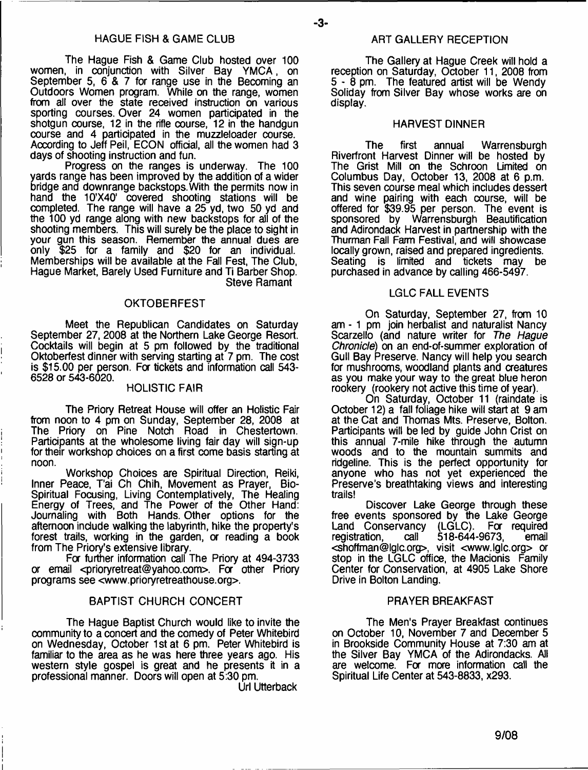## HAGUE FISH & GAME CLUB

The Hague Fish & Game Club hosted over 100 women, in conjunction with Silver Bay YMCA, on September 5, 6 & 7 for range use in the Becoming an Outdoors Women program. While on the range, women from all over the state received instruction on various sporting courses. Over 24 women participated in the shotgun course, 12 in the rifle course, 12 in the handgun course and 4 participated in the muzzleloader course. According to Jeff Peil, ECON official, all the women had 3 days of shooting instruction and fun.

Progress on the ranges is underway. The 100 yards range has been improved by the addition of a wider bridge and downrange backstops. With the permits now in hand the 10'X40' covered shooting stations will be completed. The range will have a 25 yd, two 50 yd and the 100 yd range along with new backstops for all of the shooting members. This will surely be the place to sight in your gun this season. Remember the annual dues are only $25 for a family and $20 for an individual. Memberships will be available at the Fall Fest, The Club, Hague Market, Barely Used Furniture and Ti Barber Shop.

Steve Ramant

## OKTOBERFEST

Meet the Republican Candidates on Saturday September 27, 2008 at the Northern Lake George Resort. Cocktails will begin at 5 pm followed by the traditional Oktoberfest dinner with serving starting at 7 pm. The cost is $15.00 per person. For tickets and information call 543-6528 or 543-6020.

## HOLISTIC FAIR

The Priory Retreat House will offer an Holistic Fair from noon to 4 pm on Sunday, September 28, 2008 at The Priory on Pine Notch Road in Chestertown. Participants at the wholesome living fair day will sign-up for their workshop choices on a first come basis starting at noon.

Workshop Choices are Spiritual Direction, Reiki, Inner Peace, T'ai Ch Chih, Movement as Prayer, Bio-Spiritual Focusing, Living Contemplatively, The Healing Energy of Trees, and The Power of the Other Hand: Journaling with Both Hands. Other options for the afternoon include walking the labyrinth, hike the property's forest trails, working in the garden, or reading a book from The Priory's extensive library.

For further information call The Priory at 494-3733 or email <prioryretreat@yahoo.com>. For other Priory programs see <www.prioryretreathouse.org>.

## BAPTIST CHURCH CONCERT

The Hague Baptist Church would like to invite the community to a concert and the comedy of Peter Whitebird on Wednesday, October 1st at 6 pm. Peter Whitebird is familiar to the area as he was here three years ago. His western style gospel is great and he presents it in a professional manner. Doors will open at 5:30 pm.

Url Utterback

## ART GALLERY RECEPTION

The Gallery at Hague Creek will hold a reception on Saturday, October 11, 2008 from 5 - 8 pm. The featured artist will be Wendy Soliday from Silver Bay whose works are on display.

## HARVEST DINNER

The first annual Warrensburgh Riverfront Harvest Dinner will be hosted by The Grist Mill on the Schroon Limited on Columbus Day, October 13, 2008 at 6 p.m. This seven course meal which includes dessert and wine pairing with each course, will be offered for $39.95 per person. The event is sponsored by Warrensburgh Beautification and Adirondack Harvest in partnership with the Thurman Fall Farm Festival, and will showcase locally grown, raised and prepared ingredients. Seating is limited and tickets may be purchased in advance by calling 466-5497.

## LGLC FALL EVENTS

On Saturday, September 27, from 10 am - 1 pm join herbalist and naturalist Nancy Scarzello (and nature writer for *The Hague Chronicle*) on an end-of-summer exploration of Gull Bay Preserve. Nancy will help you search for mushrooms, woodland plants and creatures as you make your way to the great blue heron rookery (rookery not active this time of year).

On Saturday, October 11 (raindate is October 12) a fall foliage hike will start at 9 am at the Cat and Thomas Mts. Preserve, Bolton. Participants will be led by guide John Crist on this annual 7-mile hike through the autumn woods and to the mountain summits and ridgeline. This is the perfect opportunity for anyone who has not yet experienced the Preserve's breathtaking views and interesting trails!

Discover Lake George through these free events sponsored by the Lake George Land Conservancy (LGLC). For required registration, call 518-644-9673, email <shoffman@lglc.org>, visit <www.lglc.org> or stop in the LGLC office, the Macionis Family Center for Conservation, at 4905 Lake Shore Drive in Bolton Landing.

## PRAYER BREAKFAST

The Men's Prayer Breakfast continues on October 10, November 7 and December 5 in Brookside Community House at 7:30 am at the Silver Bay YMCA of the Adirondacks. All are welcome. For more information call the Spiritual Life Center at 543-8833, x293.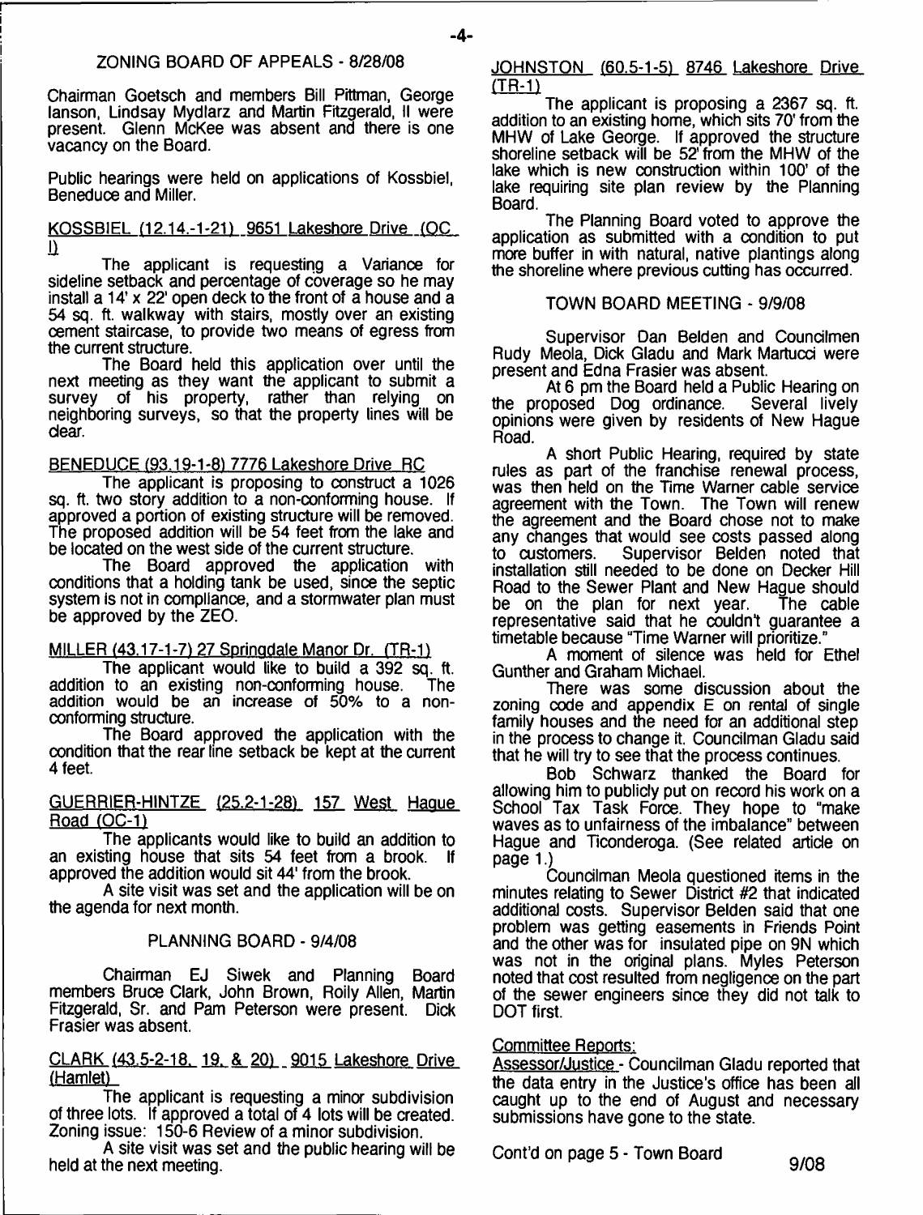## ZONING BOARD OF APPEALS - 8/28/08

Chairman Goetsch and members Bill Pittman, George Ianson, Lindsay Mydlarz and Martin Fitzgerald, II were present. Glenn McKee was absent and there is one vacancy on the Board.

Public hearings were held on applications of Kossbiel, Beneduce and Miller.

### KOSSBIEL (12.14.-1-21) 9651 Lakeshore Drive (OC I)

The applicant is requesting a Variance for sideline setback and percentage of coverage so he may install a 14' x 22' open deck to the front of a house and a 54 sq. ft. walkway with stairs, mostly over an existing cement staircase, to provide two means of egress from the current structure.

The Board held this application over until the next meeting as they want the applicant to submit a survey of his property, rather than relying on neighboring surveys, so that the property lines will be clear.

### BENEDUCE (93.19-1-8) 7776 Lakeshore Drive RC

The applicant is proposing to construct a 1026 sq. ft. two story addition to a non-conforming house. If approved a portion of existing structure will be removed. The proposed addition will be 54 feet from the lake and be located on the west side of the current structure.

The Board approved the application with conditions that a holding tank be used, since the septic system is not in compliance, and a stormwater plan must be approved by the ZEO.

### MILLER (43.17-1-7) 27 Springdale Manor Dr. (TR-1)

The applicant would like to build a 392 sq. ft. addition to an existing non-conforming house. The addition would be an increase of 50% to a non-conforming structure.

The Board approved the application with the condition that the rear line setback be kept at the current 4 feet.

### GUERRIER-HINTZE (25.2-1-28) 157 West Hague Road (OC-1)

The applicants would like to build an addition to an existing house that sits 54 feet from a brook. If approved the addition would sit 44' from the brook.

A site visit was set and the application will be on the agenda for next month.

## PLANNING BOARD - 9/4/08

Chairman EJ Siwek and Planning Board members Bruce Clark, John Brown, Roily Allen, Martin Fitzgerald, Sr. and Pam Peterson were present. Dick Frasier was absent.

### CLARK (43.5-2-18, 19, & 20) 9015 Lakeshore Drive (Hamlet)

The applicant is requesting a minor subdivision of three lots. If approved a total of 4 lots will be created. Zoning issue: 150-6 Review of a minor subdivision.

A site visit was set and the public hearing will be held at the next meeting.

### JOHNSTON (60.5-1-5) 8746 Lakeshore Drive (TR-1)

The applicant is proposing a 2367 sq. ft. addition to an existing home, which sits 70' from the MHW of Lake George. If approved the structure shoreline setback will be 52' from the MHW of the lake which is new construction within 100' of the lake requiring site plan review by the Planning Board.

The Planning Board voted to approve the application as submitted with a condition to put more buffer in with natural, native plantings along the shoreline where previous cutting has occurred.

## TOWN BOARD MEETING - 9/9/08

Supervisor Dan Belden and Councilmen Rudy Meola, Dick Gladu and Mark Martucci were present and Edna Frasier was absent.

At 6 pm the Board held a Public Hearing on the proposed Dog ordinance. Several lively opinions were given by residents of New Hague Road.

A short Public Hearing, required by state rules as part of the franchise renewal process, was then held on the Time Warner cable service agreement with the Town. The Town will renew the agreement and the Board chose not to make any changes that would see costs passed along to customers. Supervisor Belden noted that installation still needed to be done on Decker Hill Road to the Sewer Plant and New Hague should be on the plan for next year. The cable representative said that he couldn't guarantee a timetable because "Time Warner will prioritize."

A moment of silence was held for Ethel Gunther and Graham Michael.

There was some discussion about the zoning code and appendix E on rental of single family houses and the need for an additional step in the process to change it. Councilman Gladu said that he will try to see that the process continues.

Bob Schwarz thanked the Board for allowing him to publicly put on record his work on a School Tax Task Force. They hope to "make waves as to unfairness of the imbalance" between Hague and Ticonderoga. (See related article on page 1.)

Councilman Meola questioned items in the minutes relating to Sewer District #2 that indicated additional costs. Supervisor Belden said that one problem was getting easements in Friends Point and the other was for insulated pipe on 9N which was not in the original plans. Myles Peterson noted that cost resulted from negligence on the part of the sewer engineers since they did not talk to DOT first.

### Committee Reports:

Assessor/Justice - Councilman Gladu reported that the data entry in the Justice's office has been all caught up to the end of August and necessary submissions have gone to the state.

Cont'd on page 5 - Town Board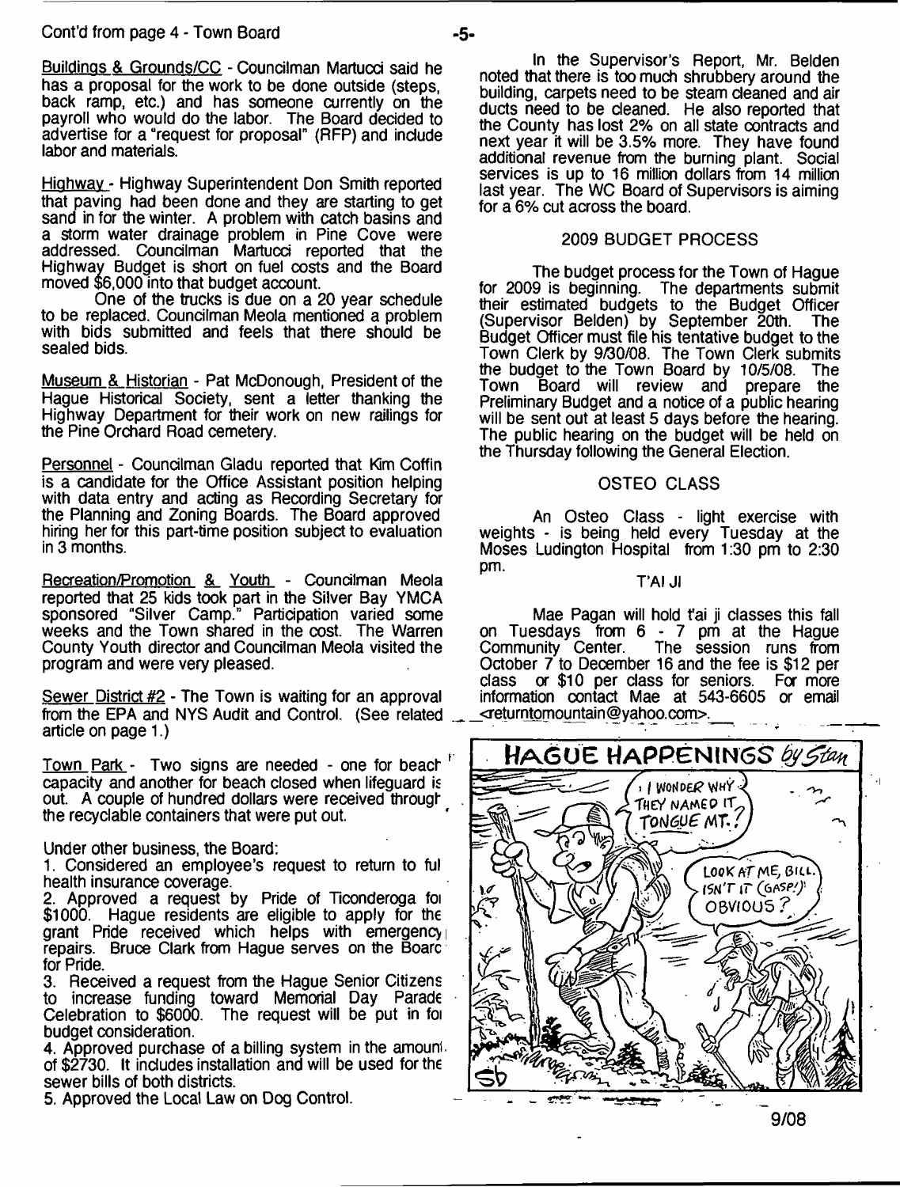Cont'd from page 4 - Town Board

Buildings & Grounds/CC - Councilman Martucci said he has a proposal for the work to be done outside (steps, back ramp, etc.) and has someone currently on the payroll who would do the labor. The Board decided to advertise for a "request for proposal" (RFP) and include labor and materials.

Highway - Highway Superintendent Don Smith reported that paving had been done and they are starting to get sand in for the winter. A problem with catch basins and a storm water drainage problem in Pine Cove were addressed. Councilman Martucci reported that the Highway Budget is short on fuel costs and the Board moved $6,000 into that budget account.

One of the trucks is due on a 20 year schedule to be replaced. Councilman Meola mentioned a problem with bids submitted and feels that there should be sealed bids.

Museum & Historian - Pat McDonough, President of the Hague Historical Society, sent a letter thanking the Highway Department for their work on new railings for the Pine Orchard Road cemetery.

Personnel - Councilman Gladu reported that Kim Coffin is a candidate for the Office Assistant position helping with data entry and acting as Recording Secretary for the Planning and Zoning Boards. The Board approved hiring her for this part-time position subject to evaluation in 3 months.

Recreation/Promotion & Youth - Councilman Meola reported that 25 kids took part in the Silver Bay YMCA sponsored "Silver Camp." Participation varied some weeks and the Town shared in the cost. The Warren County Youth director and Councilman Meola visited the program and were very pleased.

Sewer District #2 - The Town is waiting for an approval from the EPA and NYS Audit and Control. (See related article on page 1.)

Town Park - Two signs are needed - one for beach capacity and another for beach closed when lifeguard is out. A couple of hundred dollars were received through the recyclable containers that were put out.

Under other business, the Board:

1. Considered an employee's request to return to full health insurance coverage.
2. Approved a request by Pride of Ticonderoga for $1000. Hague residents are eligible to apply for the grant Pride received which helps with emergency repairs. Bruce Clark from Hague serves on the Board for Pride.
3. Received a request from the Hague Senior Citizens to increase funding toward Memorial Day Parade Celebration to $6000. The request will be put in for budget consideration.
4. Approved purchase of a billing system in the amount of $2730. It includes installation and will be used for the sewer bills of both districts.
5. Approved the Local Law on Dog Control.

In the Supervisor's Report, Mr. Belden noted that there is too much shrubbery around the building, carpets need to be steam cleaned and air ducts need to be cleaned. He also reported that the County has lost 2% on all state contracts and next year it will be 3.5% more. They have found additional revenue from the burning plant. Social services is up to 16 million dollars from 14 million last year. The WC Board of Supervisors is aiming for a 6% cut across the board.

## 2009 BUDGET PROCESS

The budget process for the Town of Hague for 2009 is beginning. The departments submit their estimated budgets to the Budget Officer (Supervisor Belden) by September 20th. The Budget Officer must file his tentative budget to the Town Clerk by 9/30/08. The Town Clerk submits the budget to the Town Board by 10/5/08. The Town Board will review and prepare the Preliminary Budget and a notice of a public hearing will be sent out at least 5 days before the hearing. The public hearing on the budget will be held on the Thursday following the General Election.

## OSTEO CLASS

An Osteo Class - light exercise with weights - is being held every Tuesday at the Moses Ludington Hospital from 1:30 pm to 2:30 pm.

## T'AI JI

Mae Pagan will hold t'ai ji classes this fall on Tuesdays from 6 - 7 pm at the Hague Community Center. The session runs from October 7 to December 16 and the fee is $12 per class or $10 per class for seniors. For more information contact Mae at 543-6605 or email <returntomountain@yahoo.com>.

HAGUE HAPPENINGS by Stan

"I WONDER WHY THEY NAMED IT TONGUE MT.?"

"LOOK AT ME, BILL. ISN'T IT (GASP!) OBVIOUS?"

9/08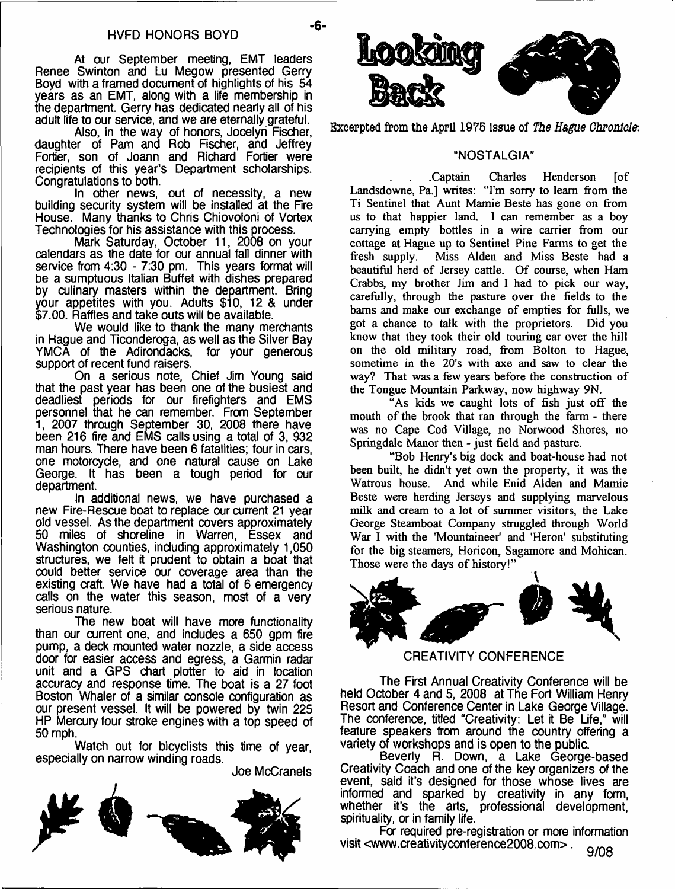## HVFD HONORS BOYD

At our September meeting, EMT leaders Renee Swinton and Lu Megow presented Gerry Boyd with a framed document of highlights of his 54 years as an EMT, along with a life membership in the department. Gerry has dedicated nearly all of his adult life to our service, and we are eternally grateful.

Also, in the way of honors, Jocelyn Fischer, daughter of Pam and Rob Fischer, and Jeffrey Fortier, son of Joann and Richard Fortier were recipients of this year's Department scholarships. Congratulations to both.

In other news, out of necessity, a new building security system will be installed at the Fire House. Many thanks to Chris Chiovoloni of Vortex Technologies for his assistance with this process.

Mark Saturday, October 11, 2008 on your calendars as the date for our annual fall dinner with service from 4:30 - 7:30 pm. This years format will be a sumptuous Italian Buffet with dishes prepared by culinary masters within the department. Bring your appetites with you. Adults $10, 12 & under $7.00. Raffles and take outs will be available.

We would like to thank the many merchants in Hague and Ticonderoga, as well as the Silver Bay YMCA of the Adirondacks, for your generous support of recent fund raisers.

On a serious note, Chief Jim Young said that the past year has been one of the busiest and deadliest periods for our firefighters and EMS personnel that he can remember. From September 1, 2007 through September 30, 2008 there have been 216 fire and EMS calls using a total of 3, 932 man hours. There have been 6 fatalities; four in cars, one motorcycle, and one natural cause on Lake George. It has been a tough period for our department.

In additional news, we have purchased a new Fire-Rescue boat to replace our current 21 year old vessel. As the department covers approximately 50 miles of shoreline in Warren, Essex and Washington counties, including approximately 1,050 structures, we felt it prudent to obtain a boat that could better service our coverage area than the existing craft. We have had a total of 6 emergency calls on the water this season, most of a very serious nature.

The new boat will have more functionality than our current one, and includes a 650 gpm fire pump, a deck mounted water nozzle, a side access door for easier access and egress, a Garmin radar unit and a GPS chart plotter to aid in location accuracy and response time. The boat is a 27 foot Boston Whaler of a similar console configuration as our present vessel. It will be powered by twin 225 HP Mercury four stroke engines with a top speed of 50 mph.

Watch out for bicyclists this time of year, especially on narrow winding roads.

Joe McCranels

## Looking Back

Excerpted from the April 1976 issue of *The Hague Chronicle*:

### "NOSTALGIA"

. . . Captain Charles Henderson [of Landsdowne, Pa.] writes: "I'm sorry to learn from the Ti Sentinel that Aunt Mamie Beste has gone on from us to that happier land. I can remember as a boy carrying empty bottles in a wire carrier from our cottage at Hague up to Sentinel Pine Farms to get the fresh supply. Miss Alden and Miss Beste had a beautiful herd of Jersey cattle. Of course, when Ham Crabbs, my brother Jim and I had to pick our way, carefully, through the pasture over the fields to the barns and make our exchange of empties for fulls, we got a chance to talk with the proprietors. Did you know that they took their old touring car over the hill on the old military road, from Bolton to Hague, sometime in the 20's with axe and saw to clear the way? That was a few years before the construction of the Tongue Mountain Parkway, now highway 9N.

"As kids we caught lots of fish just off the mouth of the brook that ran through the farm - there was no Cape Cod Village, no Norwood Shores, no Springdale Manor then - just field and pasture.

"Bob Henry's big dock and boat-house had not been built, he didn't yet own the property, it was the Watrous house. And while Enid Alden and Mamie Beste were herding Jerseys and supplying marvelous milk and cream to a lot of summer visitors, the Lake George Steamboat Company struggled through World War I with the 'Mountaineer' and 'Heron' substituting for the big steamers, Horicon, Sagamore and Mohican. Those were the days of history!"

## CREATIVITY CONFERENCE

The First Annual Creativity Conference will be held October 4 and 5, 2008 at The Fort William Henry Resort and Conference Center in Lake George Village. The conference, titled "Creativity: Let it Be Life," will feature speakers from around the country offering a variety of workshops and is open to the public.

Beverly R. Down, a Lake George-based Creativity Coach and one of the key organizers of the event, said it's designed for those whose lives are informed and sparked by creativity in any form, whether it's the arts, professional development, spirituality, or in family life.

For required pre-registration or more information visit <www.creativityconference2008.com>.

9/08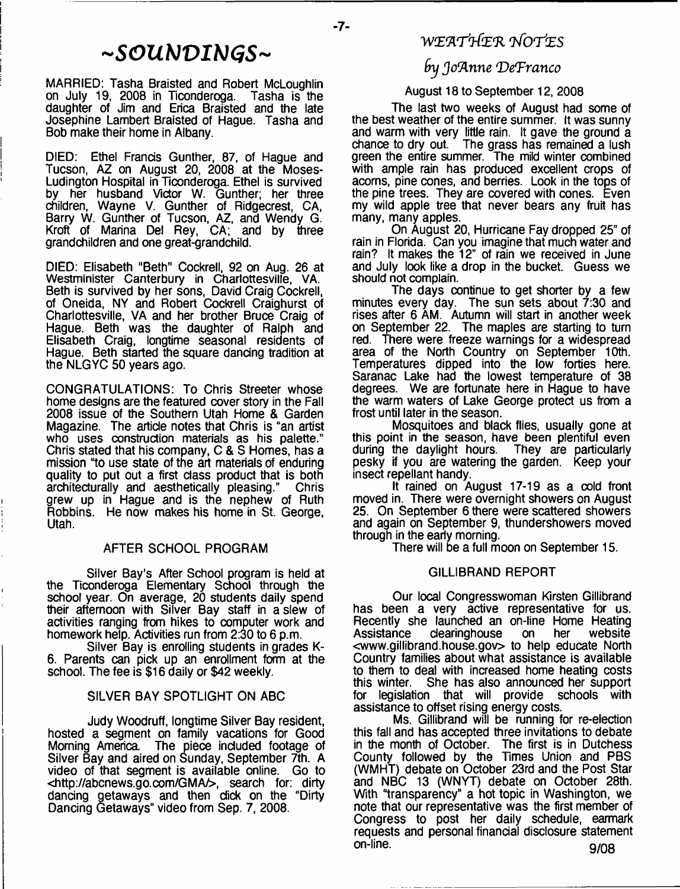# ~SOUNDINGS~

MARRIED: Tasha Braisted and Robert McLoughlin on July 19, 2008 in Ticonderoga. Tasha is the daughter of Jim and Erica Braisted and the late Josephine Lambert Braisted of Hague. Tasha and Bob make their home in Albany.

DIED: Ethel Francis Gunther, 87, of Hague and Tucson, AZ on August 20, 2008 at the Moses-Ludington Hospital in Ticonderoga. Ethel is survived by her husband Victor W. Gunther; her three children, Wayne V. Gunther of Ridgecrest, CA, Barry W. Gunther of Tucson, AZ, and Wendy G. Kroft of Marina Del Rey, CA; and by three grandchildren and one great-grandchild.

DIED: Elisabeth "Beth" Cockrell, 92 on Aug. 26 at Westminister Canterbury in Charlottesville, VA. Beth is survived by her sons, David Craig Cockrell, of Oneida, NY and Robert Cockrell Craighurst of Charlottesville, VA and her brother Bruce Craig of Hague. Beth was the daughter of Ralph and Elisabeth Craig, longtime seasonal residents of Hague. Beth started the square dancing tradition at the NLGYC 50 years ago.

CONGRATULATIONS: To Chris Streeter whose home designs are the featured cover story in the Fall 2008 issue of the Southern Utah Home & Garden Magazine. The article notes that Chris is "an artist who uses construction materials as his palette." Chris stated that his company, C & S Homes, has a mission "to use state of the art materials of enduring quality to put out a first class product that is both architecturally and aesthetically pleasing." Chris grew up in Hague and is the nephew of Ruth Robbins. He now makes his home in St. George, Utah.

## AFTER SCHOOL PROGRAM

Silver Bay's After School program is held at the Ticonderoga Elementary School through the school year. On average, 20 students daily spend their afternoon with Silver Bay staff in a slew of activities ranging from hikes to computer work and homework help. Activities run from 2:30 to 6 p.m.

Silver Bay is enrolling students in grades K-6. Parents can pick up an enrollment form at the school. The fee is $16 daily or $42 weekly.

## SILVER BAY SPOTLIGHT ON ABC

Judy Woodruff, longtime Silver Bay resident, hosted a segment on family vacations for Good Morning America. The piece included footage of Silver Bay and aired on Sunday, September 7th. A video of that segment is available online. Go to <http://abcnews.go.com/GMA/>, search for: dirty dancing getaways and then click on the "Dirty Dancing Getaways" video from Sep. 7, 2008.

# WEATHER NOTES

### by JoAnne DeFranco

August 18 to September 12, 2008

The last two weeks of August had some of the best weather of the entire summer. It was sunny and warm with very little rain. It gave the ground a chance to dry out. The grass has remained a lush green the entire summer. The mild winter combined with ample rain has produced excellent crops of acorns, pine cones, and berries. Look in the tops of the pine trees. They are covered with cones. Even my wild apple tree that never bears any fruit has many, many apples.

On August 20, Hurricane Fay dropped 25" of rain in Florida. Can you imagine that much water and rain? It makes the 12" of rain we received in June and July look like a drop in the bucket. Guess we should not complain.

The days continue to get shorter by a few minutes every day. The sun sets about 7:30 and rises after 6 AM. Autumn will start in another week on September 22. The maples are starting to turn red. There were freeze warnings for a widespread area of the North Country on September 10th. Temperatures dipped into the low forties here. Saranac Lake had the lowest temperature of 38 degrees. We are fortunate here in Hague to have the warm waters of Lake George protect us from a frost until later in the season.

Mosquitoes and black flies, usually gone at this point in the season, have been plentiful even during the daylight hours. They are particularly pesky if you are watering the garden. Keep your insect repellant handy.

It rained on August 17-19 as a cold front moved in. There were overnight showers on August 25. On September 6 there were scattered showers and again on September 9, thundershowers moved through in the early morning.

There will be a full moon on September 15.

## GILLIBRAND REPORT

Our local Congresswoman Kirsten Gillibrand has been a very active representative for us. Recently she launched an on-line Home Heating Assistance clearinghouse on her website <www.gillibrand.house.gov> to help educate North Country families about what assistance is available to them to deal with increased home heating costs this winter. She has also announced her support for legislation that will provide schools with assistance to offset rising energy costs.

Ms. Gillibrand will be running for re-election this fall and has accepted three invitations to debate in the month of October. The first is in Dutchess County followed by the Times Union and PBS (WMHT) debate on October 23rd and the Post Star and NBC 13 (WNYT) debate on October 28th. With "transparency" a hot topic in Washington, we note that our representative was the first member of Congress to post her daily schedule, earmark requests and personal financial disclosure statement on-line. 9/08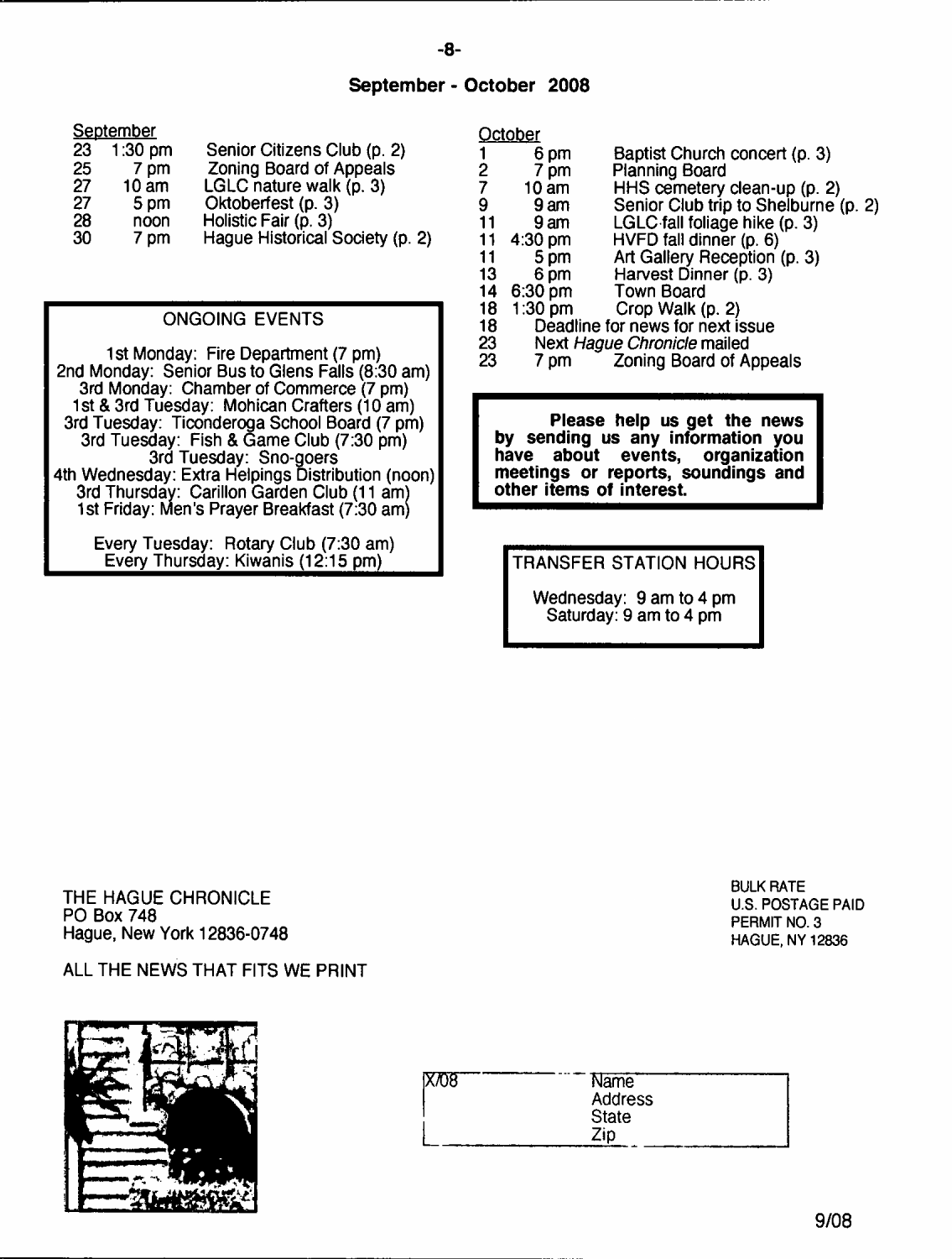## September - October 2008

**September**

| | | |
|---|---|---|
| 23 | 1:30 pm | Senior Citizens Club (p. 2) |
| 25 | 7 pm | Zoning Board of Appeals |
| 27 | 10 am | LGLC nature walk (p. 3) |
| 27 | 5 pm | Oktoberfest (p. 3) |
| 28 | noon | Holistic Fair (p. 3) |
| 30 | 7 pm | Hague Historical Society (p. 2) |

**October**

| | | |
|---|---|---|
| 1 | 6 pm | Baptist Church concert (p. 3) |
| 2 | 7 pm | Planning Board |
| 7 | 10 am | HHS cemetery clean-up (p. 2) |
| 9 | 9 am | Senior Club trip to Shelburne (p. 2) |
| 11 | 9 am | LGLC fall foliage hike (p. 3) |
| 11 | 4:30 pm | HVFD fall dinner (p. 6) |
| 11 | 5 pm | Art Gallery Reception (p. 3) |
| 13 | 6 pm | Harvest Dinner (p. 3) |
| 14 | 6:30 pm | Town Board |
| 18 | 1:30 pm | Crop Walk (p. 2) |
| 18 | | Deadline for news for next issue |
| 23 | | Next *Hague Chronicle* mailed |
| 23 | 7 pm | Zoning Board of Appeals |

### ONGOING EVENTS

1st Monday: Fire Department (7 pm)
2nd Monday: Senior Bus to Glens Falls (8:30 am)
3rd Monday: Chamber of Commerce (7 pm)
1st & 3rd Tuesday: Mohican Crafters (10 am)
3rd Tuesday: Ticonderoga School Board (7 pm)
3rd Tuesday: Fish & Game Club (7:30 pm)
3rd Tuesday: Sno-goers
4th Wednesday: Extra Helpings Distribution (noon)
3rd Thursday: Carillon Garden Club (11 am)
1st Friday: Men's Prayer Breakfast (7:30 am)

Every Tuesday: Rotary Club (7:30 am)
Every Thursday: Kiwanis (12:15 pm)

**Please help us get the news by sending us any information you have about events, organization meetings or reports, soundings and other items of interest.**

### TRANSFER STATION HOURS

Wednesday: 9 am to 4 pm
Saturday: 9 am to 4 pm

THE HAGUE CHRONICLE
PO Box 748
Hague, New York 12836-0748

ALL THE NEWS THAT FITS WE PRINT

BULK RATE
U.S. POSTAGE PAID
PERMIT NO. 3
HAGUE, NY 12836

X/08 Name
Address
State
Zip

9/08